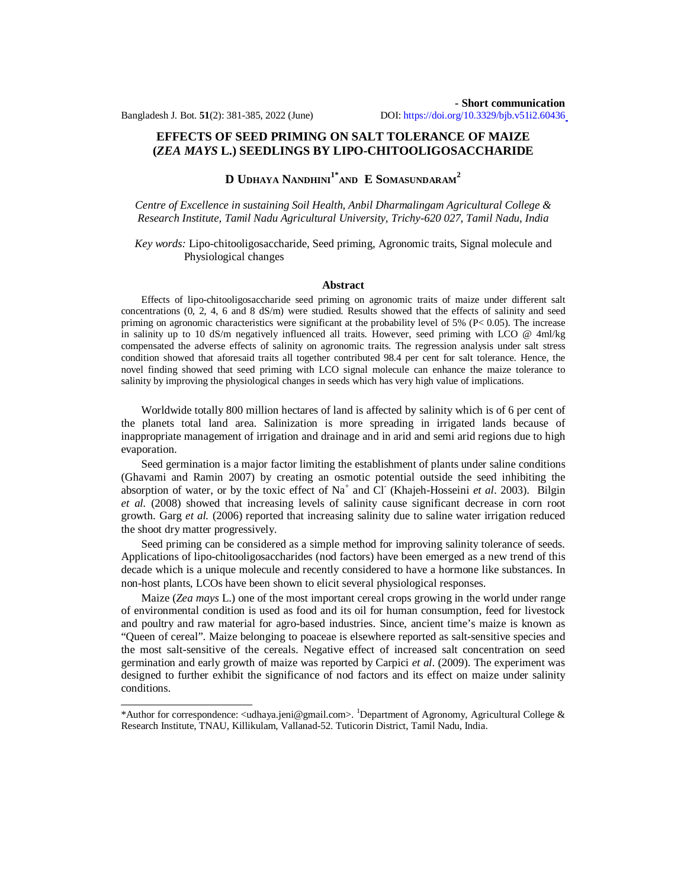**- Short communication**

# EFFECTS OF SEED PRIMING ON SALT TOLERANCE OF MAIZE (*ZEA MAYS* L.) SEEDLINGS BY LIPO-CHITOOLIGOSACCHARIDE

**D UDHAYA NANDHINI[1*] AND E SOMASUNDARAM[2]**

*Centre of Excellence in sustaining Soil Health, Anbil Dharmalingam Agricultural College & Research Institute, Tamil Nadu Agricultural University, Trichy-620 027, Tamil Nadu, India*

*Key words:* Lipo-chitooligosaccharide, Seed priming, Agronomic traits, Signal molecule and Physiological changes

## Abstract

Effects of lipo-chitooligosaccharide seed priming on agronomic traits of maize under different salt concentrations (0, 2, 4, 6 and 8 dS/m) were studied. Results showed that the effects of salinity and seed priming on agronomic characteristics were significant at the probability level of 5% ($P < 0.05$). The increase in salinity up to 10 dS/m negatively influenced all traits. However, seed priming with LCO @ 4ml/kg compensated the adverse effects of salinity on agronomic traits. The regression analysis under salt stress condition showed that aforesaid traits all together contributed 98.4 per cent for salt tolerance. Hence, the novel finding showed that seed priming with LCO signal molecule can enhance the maize tolerance to salinity by improving the physiological changes in seeds which has very high value of implications.

Worldwide totally 800 million hectares of land is affected by salinity which is of 6 per cent of the planets total land area. Salinization is more spreading in irrigated lands because of inappropriate management of irrigation and drainage and in arid and semi arid regions due to high evaporation.

Seed germination is a major factor limiting the establishment of plants under saline conditions (Ghavami and Ramin 2007) by creating an osmotic potential outside the seed inhibiting the absorption of water, or by the toxic effect of $Na^+$ and $Cl^-$ (Khajeh-Hosseini *et al*. 2003). Bilgin *et al*. (2008) showed that increasing levels of salinity cause significant decrease in corn root growth. Garg *et al.* (2006) reported that increasing salinity due to saline water irrigation reduced the shoot dry matter progressively.

Seed priming can be considered as a simple method for improving salinity tolerance of seeds. Applications of lipo-chitooligosaccharides (nod factors) have been emerged as a new trend of this decade which is a unique molecule and recently considered to have a hormone like substances. In non-host plants, LCOs have been shown to elicit several physiological responses.

Maize (*Zea mays* L.) one of the most important cereal crops growing in the world under range of environmental condition is used as food and its oil for human consumption, feed for livestock and poultry and raw material for agro-based industries. Since, ancient time's maize is known as "Queen of cereal". Maize belonging to poaceae is elsewhere reported as salt-sensitive species and the most salt-sensitive of the cereals. Negative effect of increased salt concentration on seed germination and early growth of maize was reported by Carpici *et al*. (2009). The experiment was designed to further exhibit the significance of nod factors and its effect on maize under salinity conditions.

---

*Author for correspondence: <udhaya.jeni@gmail.com>. [1]Department of Agronomy, Agricultural College & Research Institute, TNAU, Killikulam, Vallanad-52. Tuticorin District, Tamil Nadu, India.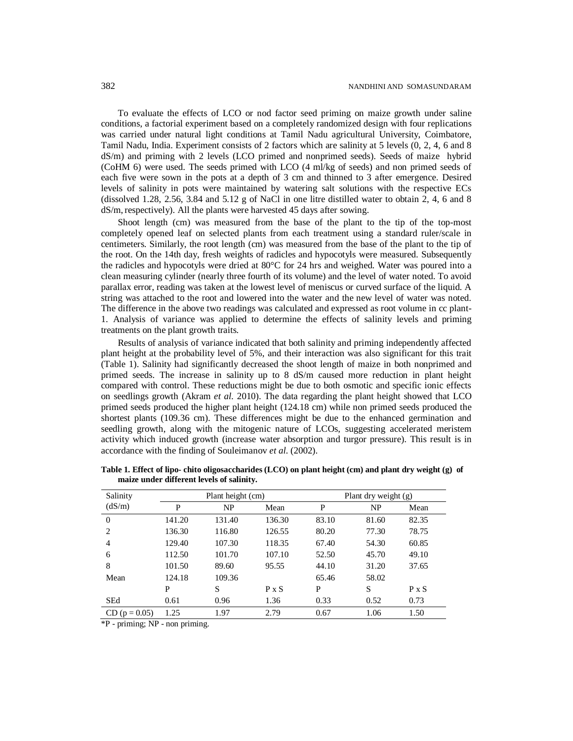To evaluate the effects of LCO or nod factor seed priming on maize growth under saline conditions, a factorial experiment based on a completely randomized design with four replications was carried under natural light conditions at Tamil Nadu agricultural University, Coimbatore, Tamil Nadu, India. Experiment consists of 2 factors which are salinity at 5 levels (0, 2, 4, 6 and 8 dS/m) and priming with 2 levels (LCO primed and nonprimed seeds). Seeds of maize hybrid (CoHM 6) were used. The seeds primed with LCO (4 ml/kg of seeds) and non primed seeds of each five were sown in the pots at a depth of 3 cm and thinned to 3 after emergence. Desired levels of salinity in pots were maintained by watering salt solutions with the respective ECs (dissolved 1.28, 2.56, 3.84 and 5.12 g of NaCl in one litre distilled water to obtain 2, 4, 6 and 8 dS/m, respectively). All the plants were harvested 45 days after sowing.

Shoot length (cm) was measured from the base of the plant to the tip of the top-most completely opened leaf on selected plants from each treatment using a standard ruler/scale in centimeters. Similarly, the root length (cm) was measured from the base of the plant to the tip of the root. On the 14th day, fresh weights of radicles and hypocotyls were measured. Subsequently the radicles and hypocotyls were dried at 80°C for 24 hrs and weighed. Water was poured into a clean measuring cylinder (nearly three fourth of its volume) and the level of water noted. To avoid parallax error, reading was taken at the lowest level of meniscus or curved surface of the liquid. A string was attached to the root and lowered into the water and the new level of water was noted. The difference in the above two readings was calculated and expressed as root volume in cc plant-1. Analysis of variance was applied to determine the effects of salinity levels and priming treatments on the plant growth traits.

Results of analysis of variance indicated that both salinity and priming independently affected plant height at the probability level of 5%, and their interaction was also significant for this trait (Table 1). Salinity had significantly decreased the shoot length of maize in both nonprimed and primed seeds. The increase in salinity up to 8 dS/m caused more reduction in plant height compared with control. These reductions might be due to both osmotic and specific ionic effects on seedlings growth (Akram *et al.* 2010). The data regarding the plant height showed that LCO primed seeds produced the higher plant height (124.18 cm) while non primed seeds produced the shortest plants (109.36 cm). These differences might be due to the enhanced germination and seedling growth, along with the mitogenic nature of LCOs, suggesting accelerated meristem activity which induced growth (increase water absorption and turgor pressure). This result is in accordance with the finding of Souleimanov *et al.* (2002).

**Table 1. Effect of lipo- chito oligosaccharides (LCO) on plant height (cm) and plant dry weight (g) of maize under different levels of salinity.**

| Salinity (dS/m) | Plant height (cm) | | | Plant dry weight (g) | | |
|---|---|---|---|---|---|---|
| | P | NP | Mean | P | NP | Mean |
| 0 | 141.20 | 131.40 | 136.30 | 83.10 | 81.60 | 82.35 |
| 2 | 136.30 | 116.80 | 126.55 | 80.20 | 77.30 | 78.75 |
| 4 | 129.40 | 107.30 | 118.35 | 67.40 | 54.30 | 60.85 |
| 6 | 112.50 | 101.70 | 107.10 | 52.50 | 45.70 | 49.10 |
| 8 | 101.50 | 89.60 | 95.55 | 44.10 | 31.20 | 37.65 |
| Mean | 124.18 | 109.36 | | 65.46 | 58.02 | |
| | P | S | P x S | P | S | P x S |
| SEd | 0.61 | 0.96 | 1.36 | 0.33 | 0.52 | 0.73 |
| CD (p = 0.05) | 1.25 | 1.97 | 2.79 | 0.67 | 1.06 | 1.50 |

*P - priming; NP - non priming.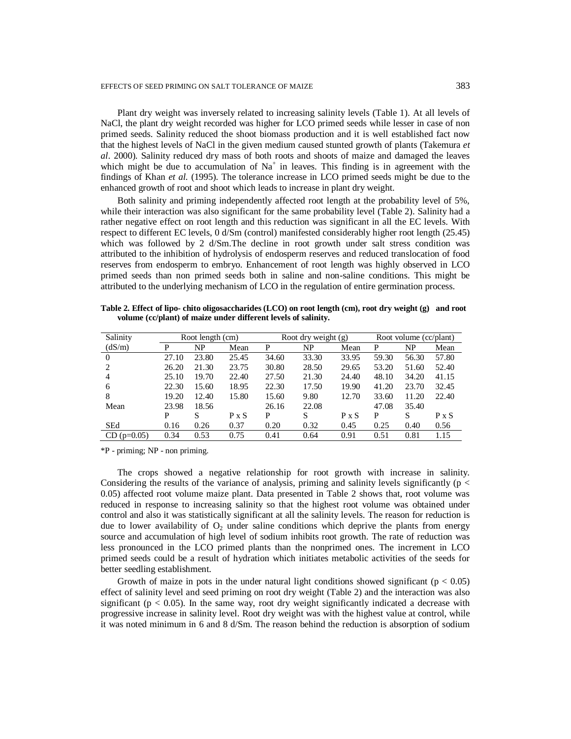Plant dry weight was inversely related to increasing salinity levels (Table 1). At all levels of NaCl, the plant dry weight recorded was higher for LCO primed seeds while lesser in case of non primed seeds. Salinity reduced the shoot biomass production and it is well established fact now that the highest levels of NaCl in the given medium caused stunted growth of plants (Takemura *et al*. 2000). Salinity reduced dry mass of both roots and shoots of maize and damaged the leaves which might be due to accumulation of $Na^+$ in leaves. This finding is in agreement with the findings of Khan *et al.* (1995). The tolerance increase in LCO primed seeds might be due to the enhanced growth of root and shoot which leads to increase in plant dry weight.

Both salinity and priming independently affected root length at the probability level of 5%, while their interaction was also significant for the same probability level (Table 2). Salinity had a rather negative effect on root length and this reduction was significant in all the EC levels. With respect to different EC levels, 0 d/Sm (control) manifested considerably higher root length (25.45) which was followed by 2 d/Sm.The decline in root growth under salt stress condition was attributed to the inhibition of hydrolysis of endosperm reserves and reduced translocation of food reserves from endosperm to embryo. Enhancement of root length was highly observed in LCO primed seeds than non primed seeds both in saline and non-saline conditions. This might be attributed to the underlying mechanism of LCO in the regulation of entire germination process.

**Table 2. Effect of lipo- chito oligosaccharides (LCO) on root length (cm), root dry weight (g) and root volume (cc/plant) of maize under different levels of salinity.**

| Salinity (dS/m) | Root length (cm) | | | Root dry weight (g) | | | Root volume (cc/plant) | | |
|---|---|---|---|---|---|---|---|---|---|
| | P | NP | Mean | P | NP | Mean | P | NP | Mean |
| 0 | 27.10 | 23.80 | 25.45 | 34.60 | 33.30 | 33.95 | 59.30 | 56.30 | 57.80 |
| 2 | 26.20 | 21.30 | 23.75 | 30.80 | 28.50 | 29.65 | 53.20 | 51.60 | 52.40 |
| 4 | 25.10 | 19.70 | 22.40 | 27.50 | 21.30 | 24.40 | 48.10 | 34.20 | 41.15 |
| 6 | 22.30 | 15.60 | 18.95 | 22.30 | 17.50 | 19.90 | 41.20 | 23.70 | 32.45 |
| 8 | 19.20 | 12.40 | 15.80 | 15.60 | 9.80 | 12.70 | 33.60 | 11.20 | 22.40 |
| Mean | 23.98 | 18.56 | | 26.16 | 22.08 | | 47.08 | 35.40 | |
| | P | S | P x S | P | S | P x S | P | S | P x S |
| SEd | 0.16 | 0.26 | 0.37 | 0.20 | 0.32 | 0.45 | 0.25 | 0.40 | 0.56 |
| CD (p=0.05) | 0.34 | 0.53 | 0.75 | 0.41 | 0.64 | 0.91 | 0.51 | 0.81 | 1.15 |

*P - priming; NP - non priming.

The crops showed a negative relationship for root growth with increase in salinity. Considering the results of the variance of analysis, priming and salinity levels significantly ($p < 0.05$) affected root volume maize plant. Data presented in Table 2 shows that, root volume was reduced in response to increasing salinity so that the highest root volume was obtained under control and also it was statistically significant at all the salinity levels. The reason for reduction is due to lower availability of $O_2$ under saline conditions which deprive the plants from energy source and accumulation of high level of sodium inhibits root growth. The rate of reduction was less pronounced in the LCO primed plants than the nonprimed ones. The increment in LCO primed seeds could be a result of hydration which initiates metabolic activities of the seeds for better seedling establishment.

Growth of maize in pots in the under natural light conditions showed significant ($p < 0.05$) effect of salinity level and seed priming on root dry weight (Table 2) and the interaction was also significant ($p < 0.05$). In the same way, root dry weight significantly indicated a decrease with progressive increase in salinity level. Root dry weight was with the highest value at control, while it was noted minimum in 6 and 8 d/Sm. The reason behind the reduction is absorption of sodium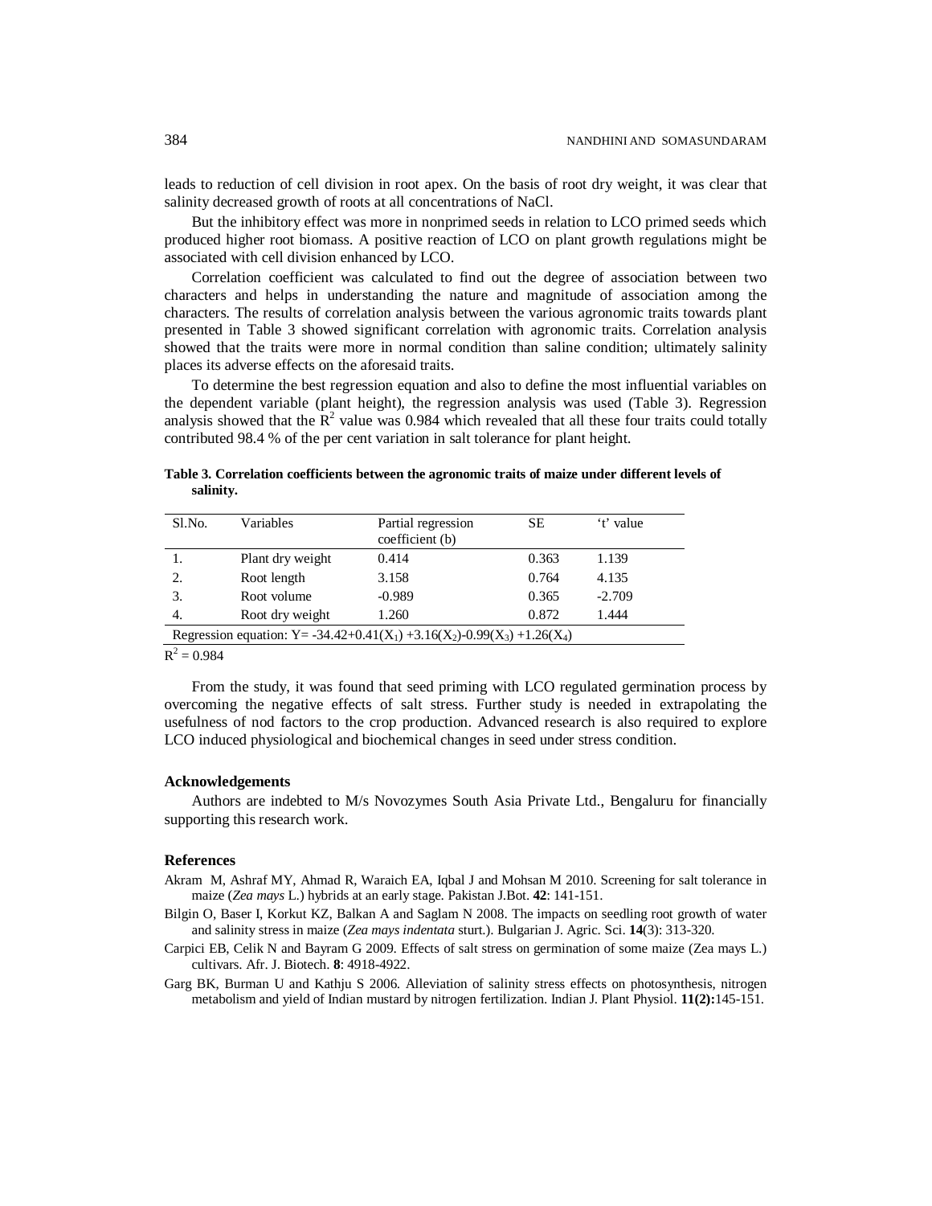leads to reduction of cell division in root apex. On the basis of root dry weight, it was clear that salinity decreased growth of roots at all concentrations of NaCl.

But the inhibitory effect was more in nonprimed seeds in relation to LCO primed seeds which produced higher root biomass. A positive reaction of LCO on plant growth regulations might be associated with cell division enhanced by LCO.

Correlation coefficient was calculated to find out the degree of association between two characters and helps in understanding the nature and magnitude of association among the characters. The results of correlation analysis between the various agronomic traits towards plant presented in Table 3 showed significant correlation with agronomic traits. Correlation analysis showed that the traits were more in normal condition than saline condition; ultimately salinity places its adverse effects on the aforesaid traits.

To determine the best regression equation and also to define the most influential variables on the dependent variable (plant height), the regression analysis was used (Table 3). Regression analysis showed that the $R^2$ value was 0.984 which revealed that all these four traits could totally contributed 98.4 % of the per cent variation in salt tolerance for plant height.

**Table 3. Correlation coefficients between the agronomic traits of maize under different levels of salinity.**

| Sl.No. | Variables | Partial regression coefficient (b) | SE | 't' value |
|---|---|---|---|---|
| 1. | Plant dry weight | 0.414 | 0.363 | 1.139 |
| 2. | Root length | 3.158 | 0.764 | 4.135 |
| 3. | Root volume | -0.989 | 0.365 | -2.709 |
| 4. | Root dry weight | 1.260 | 0.872 | 1.444 |
| Regression equation: $Y = -34.42+0.41(X_1) +3.16(X_2)-0.99(X_3) +1.26(X_4)$ | | | | |

$R^2 = 0.984$

From the study, it was found that seed priming with LCO regulated germination process by overcoming the negative effects of salt stress. Further study is needed in extrapolating the usefulness of nod factors to the crop production. Advanced research is also required to explore LCO induced physiological and biochemical changes in seed under stress condition.

### Acknowledgements

Authors are indebted to M/s Novozymes South Asia Private Ltd., Bengaluru for financially supporting this research work.

### References

Akram M, Ashraf MY, Ahmad R, Waraich EA, Iqbal J and Mohsan M 2010. Screening for salt tolerance in maize (*Zea mays* L.) hybrids at an early stage. Pakistan J.Bot. **42**: 141-151.

Bilgin O, Baser I, Korkut KZ, Balkan A and Saglam N 2008. The impacts on seedling root growth of water and salinity stress in maize (*Zea mays indentata* sturt.). Bulgarian J. Agric. Sci. **14**(3): 313-320.

Carpici EB, Celik N and Bayram G 2009. Effects of salt stress on germination of some maize (Zea mays L.) cultivars. Afr. J. Biotech. **8**: 4918-4922.

Garg BK, Burman U and Kathju S 2006. Alleviation of salinity stress effects on photosynthesis, nitrogen metabolism and yield of Indian mustard by nitrogen fertilization. Indian J. Plant Physiol. **11(2):**145-151.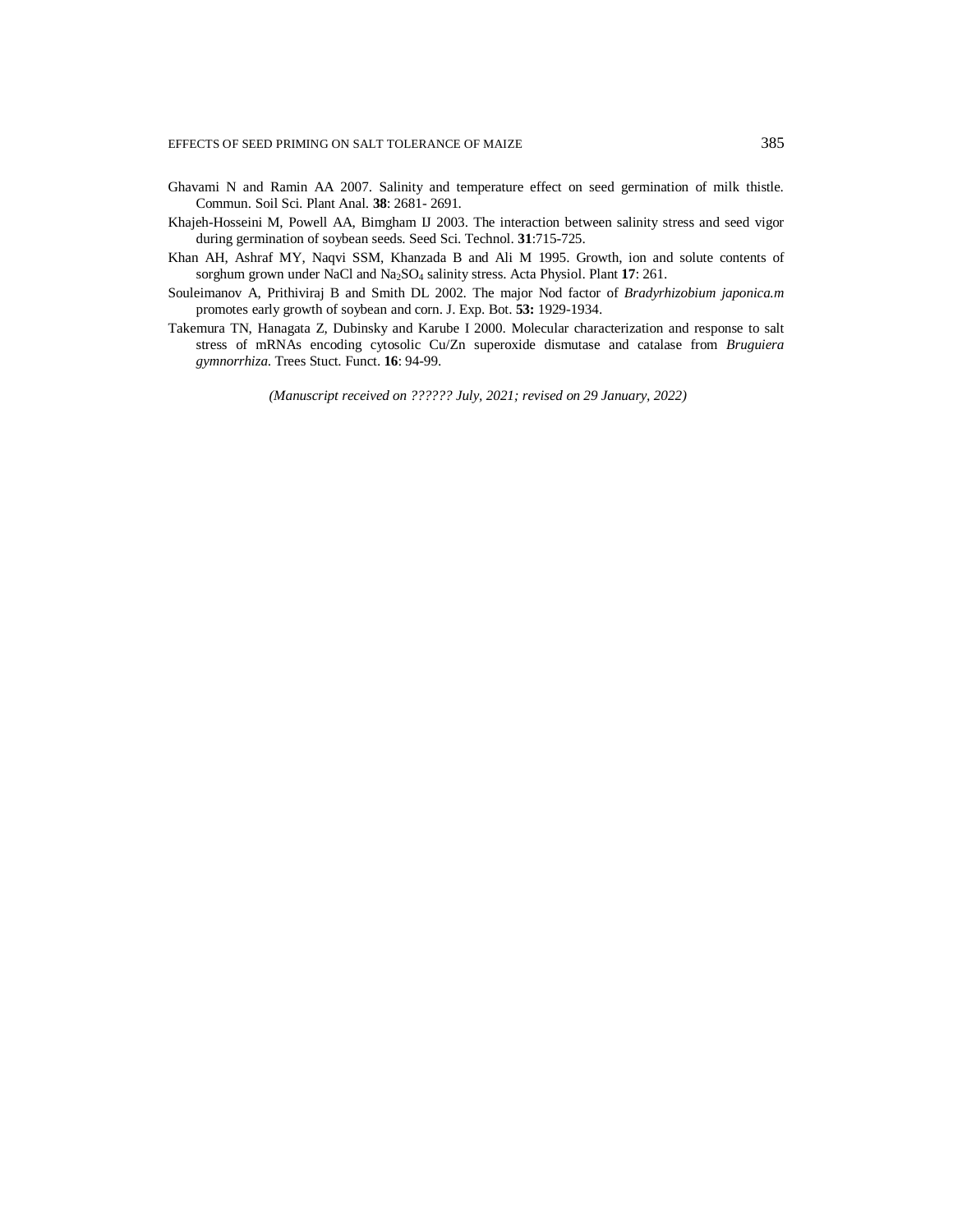Ghavami N and Ramin AA 2007. Salinity and temperature effect on seed germination of milk thistle. Commun. Soil Sci. Plant Anal. **38**: 2681- 2691.

Khajeh-Hosseini M, Powell AA, Bimgham IJ 2003. The interaction between salinity stress and seed vigor during germination of soybean seeds. Seed Sci. Technol. **31**:715-725.

Khan AH, Ashraf MY, Naqvi SSM, Khanzada B and Ali M 1995. Growth, ion and solute contents of sorghum grown under NaCl and $Na_2SO_4$ salinity stress. Acta Physiol. Plant **17**: 261.

Souleimanov A, Prithiviraj B and Smith DL 2002. The major Nod factor of *Bradyrhizobium japonica.m* promotes early growth of soybean and corn. J. Exp. Bot. **53:** 1929-1934.

Takemura TN, Hanagata Z, Dubinsky and Karube I 2000. Molecular characterization and response to salt stress of mRNAs encoding cytosolic Cu/Zn superoxide dismutase and catalase from *Bruguiera gymnorrhiza.* Trees Stuct. Funct. **16**: 94-99.

*(Manuscript received on ?????? July, 2021; revised on 29 January, 2022)*